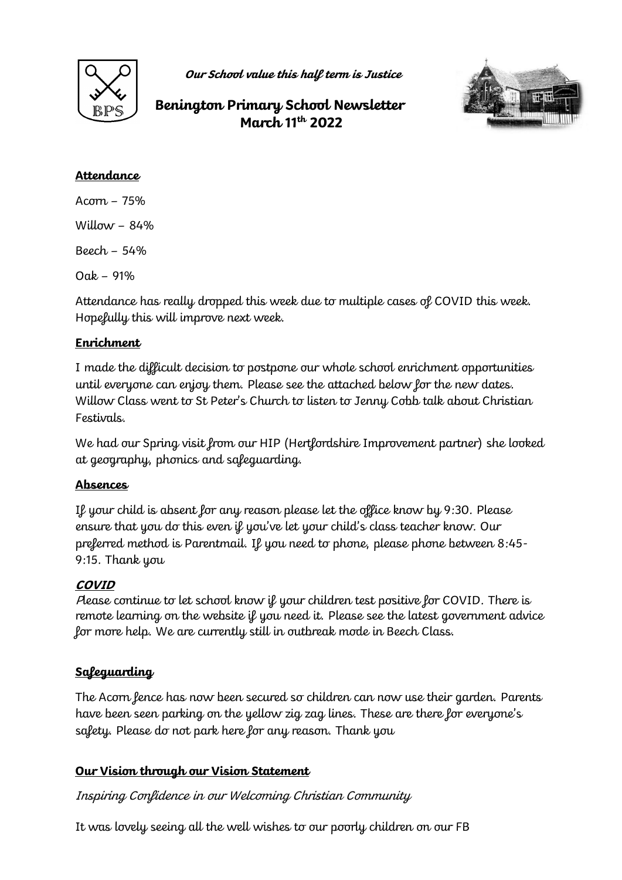***Our School value this half term is Justice***

# Benington Primary School Newsletter
## March 11th 2022

**Attendance**

Acorn – 75%

Willow – 84%

Beech – 54%

Oak – 91%

Attendance has really dropped this week due to multiple cases of COVID this week. Hopefully this will improve next week.

**Enrichment**

I made the difficult decision to postpone our whole school enrichment opportunities until everyone can enjoy them. Please see the attached below for the new dates. Willow Class went to St Peter's Church to listen to Jenny Cobb talk about Christian Festivals.

We had our Spring visit from our HIP (Hertfordshire Improvement partner) she looked at geography, phonics and safeguarding.

**Absences**

If your child is absent for any reason please let the office know by 9:30. Please ensure that you do this even if you've let your child's class teacher know. Our preferred method is Parentmail. If you need to phone, please phone between 8:45-9:15. Thank you

***COVID***

Please continue to let school know if your children test positive for COVID. There is remote learning on the website if you need it. Please see the latest government advice for more help. We are currently still in outbreak mode in Beech Class.

**Safeguarding**

The Acorn fence has now been secured so children can now use their garden. Parents have been seen parking on the yellow zig zag lines. These are there for everyone's safety. Please do not park here for any reason. Thank you

**Our Vision through our Vision Statement**

*Inspiring Confidence in our Welcoming Christian Community*

It was lovely seeing all the well wishes to our poorly children on our FB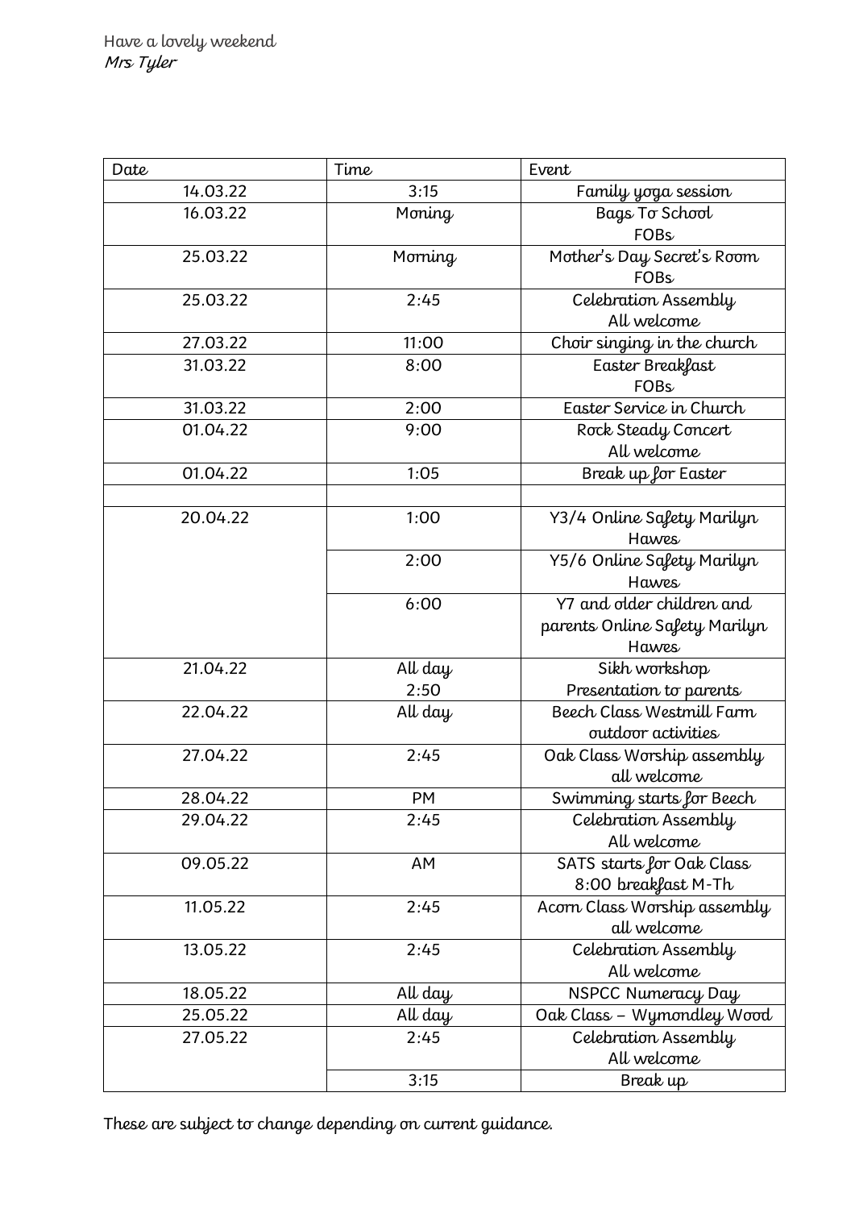Have a lovely weekend
*Mrs Tyler*

| Date | Time | Event |
|---|---|---|
| 14.03.22 | 3:15 | Family yoga session |
| 16.03.22 | Moning | Bags To School<br>FOBs |
| 25.03.22 | Morning | Mother's Day Secret's Room<br>FOBs |
| 25.03.22 | 2:45 | Celebration Assembly<br>All welcome |
| 27.03.22 | 11:00 | Choir singing in the church |
| 31.03.22 | 8:00 | Easter Breakfast<br>FOBs |
| 31.03.22 | 2:00 | Easter Service in Church |
| 01.04.22 | 9:00 | Rock Steady Concert<br>All welcome |
| 01.04.22 | 1:05 | Break up for Easter |
| | | |
| 20.04.22 | 1:00 | Y3/4 Online Safety Marilyn Hawes |
| | 2:00 | Y5/6 Online Safety Marilyn Hawes |
| | 6:00 | Y7 and older children and parents Online Safety Marilyn Hawes |
| 21.04.22 | All day<br>2:50 | Sikh workshop<br>Presentation to parents |
| 22.04.22 | All day | Beech Class Westmill Farm outdoor activities |
| 27.04.22 | 2:45 | Oak Class Worship assembly all welcome |
| 28.04.22 | PM | Swimming starts for Beech |
| 29.04.22 | 2:45 | Celebration Assembly<br>All welcome |
| 09.05.22 | AM | SATS starts for Oak Class<br>8:00 breakfast M-Th |
| 11.05.22 | 2:45 | Acorn Class Worship assembly all welcome |
| 13.05.22 | 2:45 | Celebration Assembly<br>All welcome |
| 18.05.22 | All day | NSPCC Numeracy Day |
| 25.05.22 | All day | Oak Class – Wymondley Wood |
| 27.05.22 | 2:45 | Celebration Assembly<br>All welcome |
| | 3:15 | Break up |

These are subject to change depending on current guidance.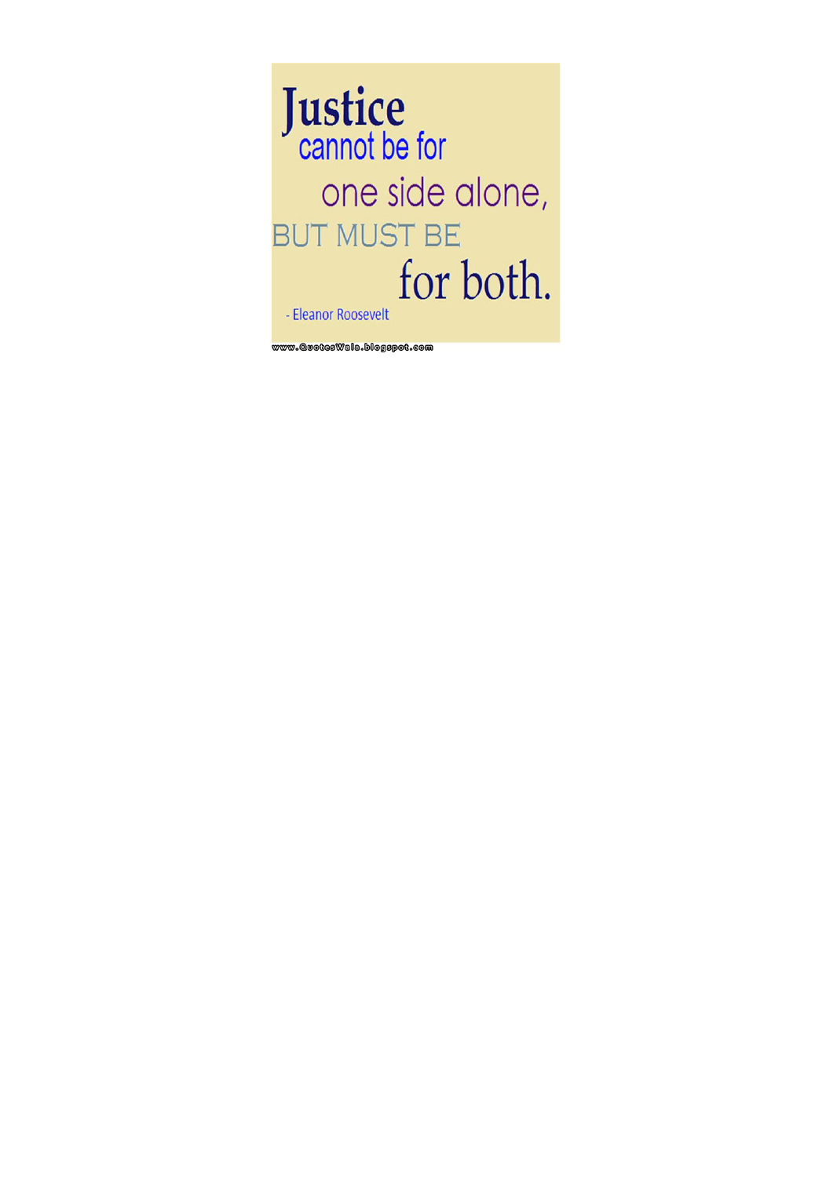Justice
cannot be for
one side alone,
BUT MUST BE
for both.

- Eleanor Roosevelt

www.QuotesWala.blogspot.com